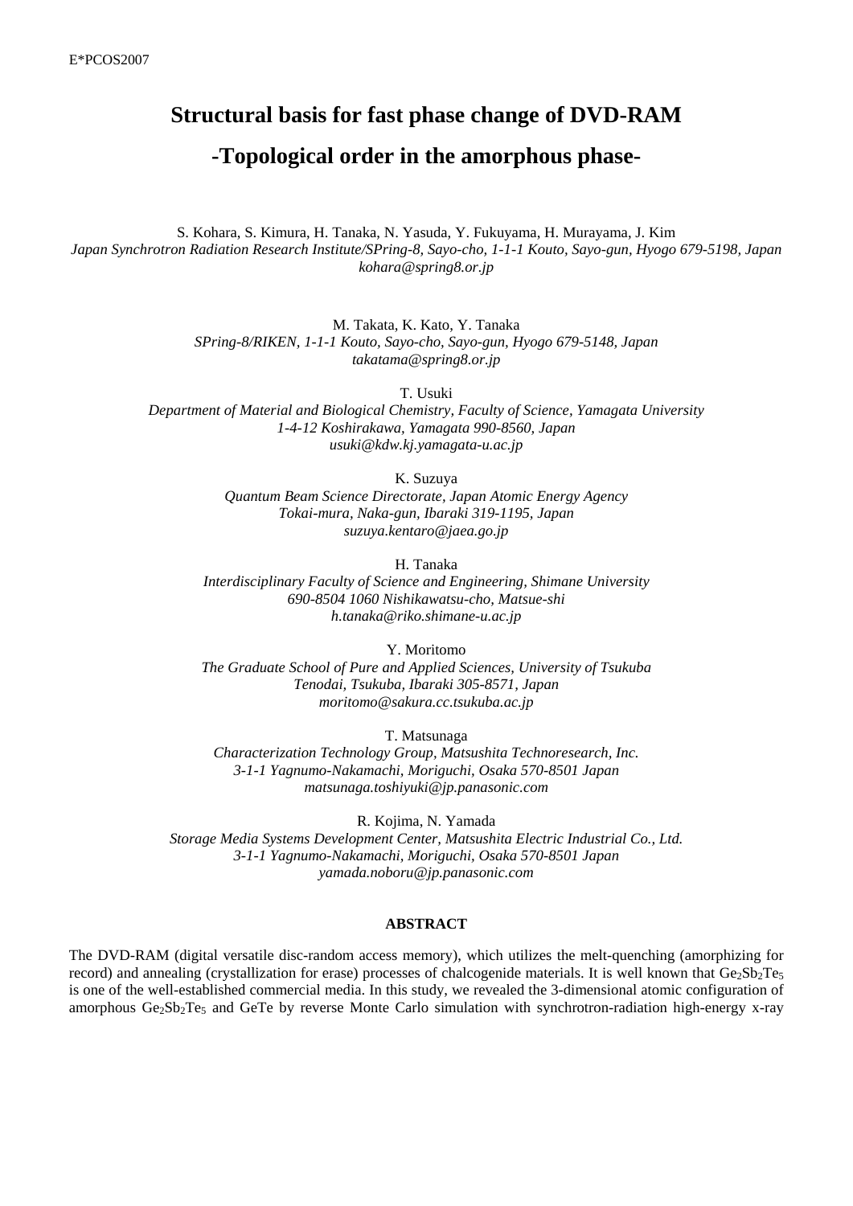# Structural basis for fast phase change of DVD-RAM

# -Topological order in the amorphous phase-

S. Kohara, S. Kimura, H. Tanaka, N. Yasuda, Y. Fukuyama, H. Murayama, J. Kim
*Japan Synchrotron Radiation Research Institute/SPring-8, Sayo-cho, 1-1-1 Kouto, Sayo-gun, Hyogo 679-5198, Japan*
*kohara@spring8.or.jp*

M. Takata, K. Kato, Y. Tanaka
*SPring-8/RIKEN, 1-1-1 Kouto, Sayo-cho, Sayo-gun, Hyogo 679-5148, Japan*
*takatama@spring8.or.jp*

T. Usuki
*Department of Material and Biological Chemistry, Faculty of Science, Yamagata University*
*1-4-12 Koshirakawa, Yamagata 990-8560, Japan*
*usuki@kdw.kj.yamagata-u.ac.jp*

K. Suzuya
*Quantum Beam Science Directorate, Japan Atomic Energy Agency*
*Tokai-mura, Naka-gun, Ibaraki 319-1195, Japan*
*suzuya.kentaro@jaea.go.jp*

H. Tanaka
*Interdisciplinary Faculty of Science and Engineering, Shimane University*
*690-8504 1060 Nishikawatsu-cho, Matsue-shi*
*h.tanaka@riko.shimane-u.ac.jp*

Y. Moritomo
*The Graduate School of Pure and Applied Sciences, University of Tsukuba*
*Tenodai, Tsukuba, Ibaraki 305-8571, Japan*
*moritomo@sakura.cc.tsukuba.ac.jp*

T. Matsunaga
*Characterization Technology Group, Matsushita Technoresearch, Inc.*
*3-1-1 Yagnumo-Nakamachi, Moriguchi, Osaka 570-8501 Japan*
*matsunaga.toshiyuki@jp.panasonic.com*

R. Kojima, N. Yamada
*Storage Media Systems Development Center, Matsushita Electric Industrial Co., Ltd.*
*3-1-1 Yagnumo-Nakamachi, Moriguchi, Osaka 570-8501 Japan*
*yamada.noboru@jp.panasonic.com*

## ABSTRACT

The DVD-RAM (digital versatile disc-random access memory), which utilizes the melt-quenching (amorphizing for record) and annealing (crystallization for erase) processes of chalcogenide materials. It is well known that $Ge_2Sb_2Te_5$ is one of the well-established commercial media. In this study, we revealed the 3-dimensional atomic configuration of amorphous $Ge_2Sb_2Te_5$ and GeTe by reverse Monte Carlo simulation with synchrotron-radiation high-energy x-ray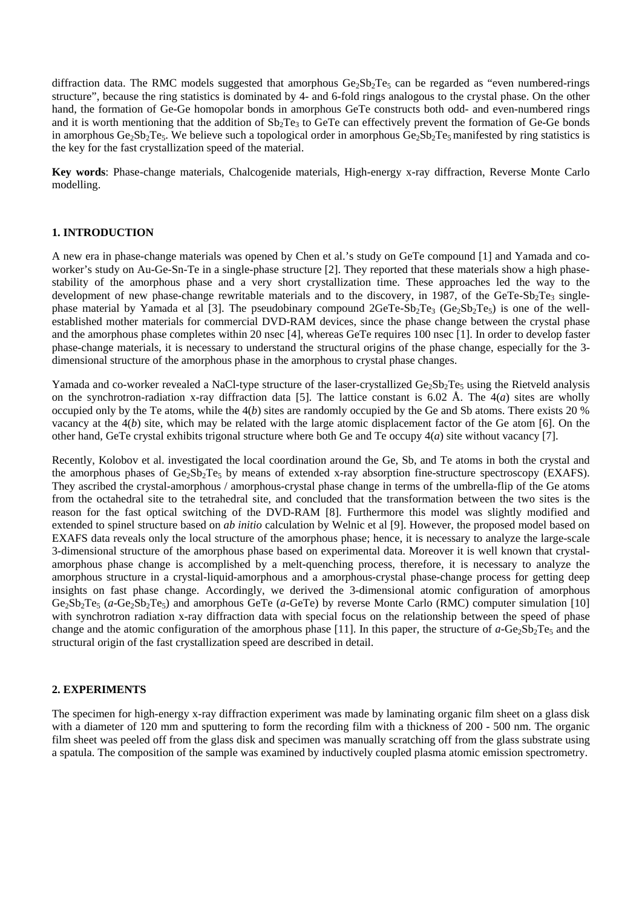diffraction data. The RMC models suggested that amorphous $Ge_2Sb_2Te_5$ can be regarded as "even numbered-rings structure", because the ring statistics is dominated by 4- and 6-fold rings analogous to the crystal phase. On the other hand, the formation of Ge-Ge homopolar bonds in amorphous GeTe constructs both odd- and even-numbered rings and it is worth mentioning that the addition of $Sb_2Te_3$ to GeTe can effectively prevent the formation of Ge-Ge bonds in amorphous $Ge_2Sb_2Te_5$. We believe such a topological order in amorphous $Ge_2Sb_2Te_5$ manifested by ring statistics is the key for the fast crystallization speed of the material.

**Key words**: Phase-change materials, Chalcogenide materials, High-energy x-ray diffraction, Reverse Monte Carlo modelling.

## 1. INTRODUCTION

A new era in phase-change materials was opened by Chen et al.'s study on GeTe compound [1] and Yamada and co-worker's study on Au-Ge-Sn-Te in a single-phase structure [2]. They reported that these materials show a high phase-stability of the amorphous phase and a very short crystallization time. These approaches led the way to the development of new phase-change rewritable materials and to the discovery, in 1987, of the GeTe-$Sb_2Te_3$ single-phase material by Yamada et al [3]. The pseudobinary compound 2GeTe-$Sb_2Te_3$ ($Ge_2Sb_2Te_5$) is one of the well-established mother materials for commercial DVD-RAM devices, since the phase change between the crystal phase and the amorphous phase completes within 20 nsec [4], whereas GeTe requires 100 nsec [1]. In order to develop faster phase-change materials, it is necessary to understand the structural origins of the phase change, especially for the 3-dimensional structure of the amorphous phase in the amorphous to crystal phase changes.

Yamada and co-worker revealed a NaCl-type structure of the laser-crystallized $Ge_2Sb_2Te_5$ using the Rietveld analysis on the synchrotron-radiation x-ray diffraction data [5]. The lattice constant is 6.02 Å. The 4(*a*) sites are wholly occupied only by the Te atoms, while the 4(*b*) sites are randomly occupied by the Ge and Sb atoms. There exists 20 % vacancy at the 4(*b*) site, which may be related with the large atomic displacement factor of the Ge atom [6]. On the other hand, GeTe crystal exhibits trigonal structure where both Ge and Te occupy 4(*a*) site without vacancy [7].

Recently, Kolobov et al. investigated the local coordination around the Ge, Sb, and Te atoms in both the crystal and the amorphous phases of $Ge_2Sb_2Te_5$ by means of extended x-ray absorption fine-structure spectroscopy (EXAFS). They ascribed the crystal-amorphous / amorphous-crystal phase change in terms of the umbrella-flip of the Ge atoms from the octahedral site to the tetrahedral site, and concluded that the transformation between the two sites is the reason for the fast optical switching of the DVD-RAM [8]. Furthermore this model was slightly modified and extended to spinel structure based on *ab initio* calculation by Welnic et al [9]. However, the proposed model based on EXAFS data reveals only the local structure of the amorphous phase; hence, it is necessary to analyze the large-scale 3-dimensional structure of the amorphous phase based on experimental data. Moreover it is well known that crystal-amorphous phase change is accomplished by a melt-quenching process, therefore, it is necessary to analyze the amorphous structure in a crystal-liquid-amorphous and a amorphous-crystal phase-change process for getting deep insights on fast phase change. Accordingly, we derived the 3-dimensional atomic configuration of amorphous $Ge_2Sb_2Te_5$ (*a*-$Ge_2Sb_2Te_5$) and amorphous GeTe (*a*-GeTe) by reverse Monte Carlo (RMC) computer simulation [10] with synchrotron radiation x-ray diffraction data with special focus on the relationship between the speed of phase change and the atomic configuration of the amorphous phase [11]. In this paper, the structure of *a*-$Ge_2Sb_2Te_5$ and the structural origin of the fast crystallization speed are described in detail.

## 2. EXPERIMENTS

The specimen for high-energy x-ray diffraction experiment was made by laminating organic film sheet on a glass disk with a diameter of 120 mm and sputtering to form the recording film with a thickness of 200 - 500 nm. The organic film sheet was peeled off from the glass disk and specimen was manually scratching off from the glass substrate using a spatula. The composition of the sample was examined by inductively coupled plasma atomic emission spectrometry.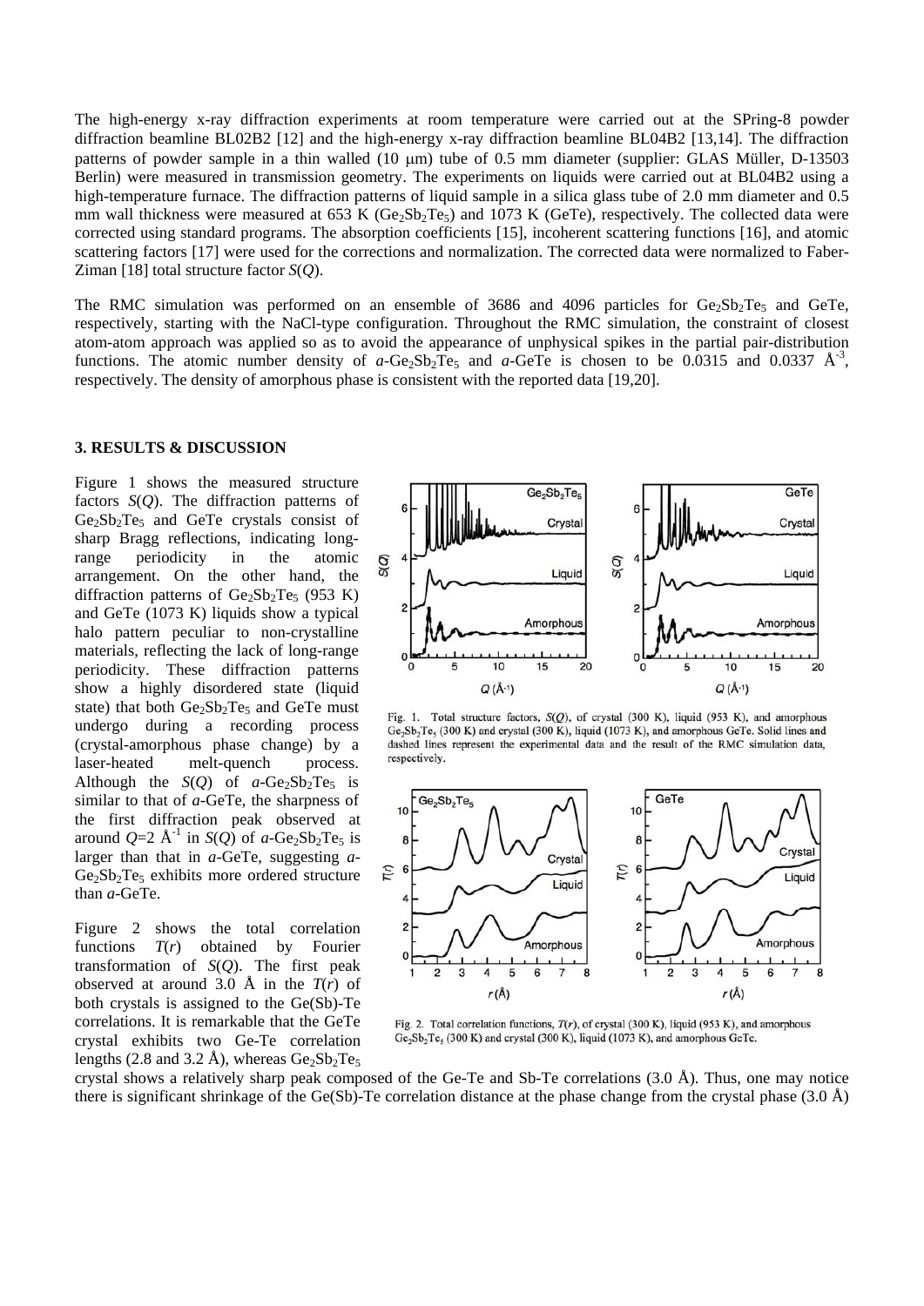The high-energy x-ray diffraction experiments at room temperature were carried out at the SPring-8 powder diffraction beamline BL02B2 [12] and the high-energy x-ray diffraction beamline BL04B2 [13,14]. The diffraction patterns of powder sample in a thin walled (10 μm) tube of 0.5 mm diameter (supplier: GLAS Müller, D-13503 Berlin) were measured in transmission geometry. The experiments on liquids were carried out at BL04B2 using a high-temperature furnace. The diffraction patterns of liquid sample in a silica glass tube of 2.0 mm diameter and 0.5 mm wall thickness were measured at 653 K ($Ge_2Sb_2Te_5$) and 1073 K (GeTe), respectively. The collected data were corrected using standard programs. The absorption coefficients [15], incoherent scattering functions [16], and atomic scattering factors [17] were used for the corrections and normalization. The corrected data were normalized to Faber-Ziman [18] total structure factor $S(Q)$.

The RMC simulation was performed on an ensemble of 3686 and 4096 particles for $Ge_2Sb_2Te_5$ and GeTe, respectively, starting with the NaCl-type configuration. Throughout the RMC simulation, the constraint of closest atom-atom approach was applied so as to avoid the appearance of unphysical spikes in the partial pair-distribution functions. The atomic number density of $a$-$Ge_2Sb_2Te_5$ and $a$-GeTe is chosen to be 0.0315 and 0.0337 $Å^{-3}$, respectively. The density of amorphous phase is consistent with the reported data [19,20].

### 3. RESULTS & DISCUSSION

Figure 1 shows the measured structure factors $S(Q)$. The diffraction patterns of $Ge_2Sb_2Te_5$ and GeTe crystals consist of sharp Bragg reflections, indicating long-range periodicity in the atomic arrangement. On the other hand, the diffraction patterns of $Ge_2Sb_2Te_5$ (953 K) and GeTe (1073 K) liquids show a typical halo pattern peculiar to non-crystalline materials, reflecting the lack of long-range periodicity. These diffraction patterns show a highly disordered state (liquid state) that both $Ge_2Sb_2Te_5$ and GeTe must undergo during a recording process (crystal-amorphous phase change) by a laser-heated melt-quench process. Although the $S(Q)$ of $a$-$Ge_2Sb_2Te_5$ is similar to that of $a$-GeTe, the sharpness of the first diffraction peak observed at around $Q$=2 $Å^{-1}$ in $S(Q)$ of $a$-$Ge_2Sb_2Te_5$ is larger than that in $a$-GeTe, suggesting $a$-$Ge_2Sb_2Te_5$ exhibits more ordered structure than $a$-GeTe.

Fig. 1. Total structure factors, $S(Q)$, of crystal (300 K), liquid (953 K), and amorphous $Ge_2Sb_2Te_5$ (300 K) and crystal (300 K), liquid (1073 K), and amorphous GeTe. Solid lines and dashed lines represent the experimental data and the result of the RMC simulation data, respectively.

Figure 2 shows the total correlation functions $T(r)$ obtained by Fourier transformation of $S(Q)$. The first peak observed at around 3.0 Å in the $T(r)$ of both crystals is assigned to the Ge(Sb)-Te correlations. It is remarkable that the GeTe crystal exhibits two Ge-Te correlation lengths (2.8 and 3.2 Å), whereas $Ge_2Sb_2Te_5$ crystal shows a relatively sharp peak composed of the Ge-Te and Sb-Te correlations (3.0 Å). Thus, one may notice there is significant shrinkage of the Ge(Sb)-Te correlation distance at the phase change from the crystal phase (3.0 Å)

Fig. 2. Total correlation functions, $T(r)$, of crystal (300 K), liquid (953 K), and amorphous $Ge_2Sb_2Te_5$ (300 K) and crystal (300 K), liquid (1073 K), and amorphous GeTe.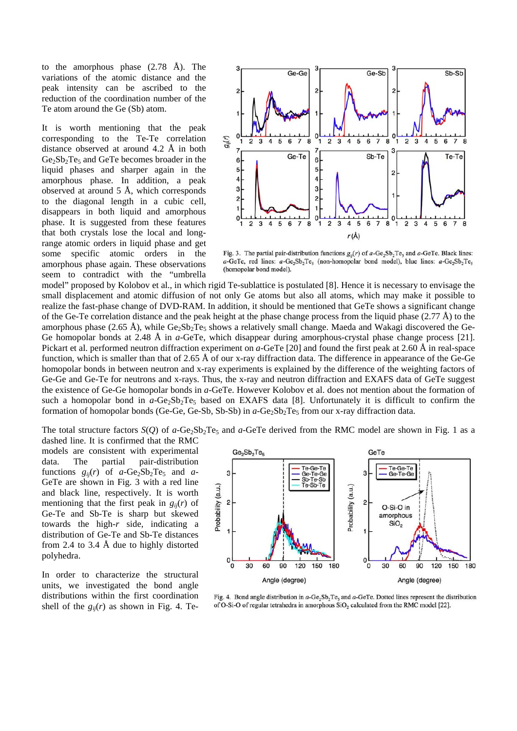to the amorphous phase (2.78 Å). The variations of the atomic distance and the peak intensity can be ascribed to the reduction of the coordination number of the Te atom around the Ge (Sb) atom.

It is worth mentioning that the peak corresponding to the Te-Te correlation distance observed at around 4.2 Å in both $Ge_2Sb_2Te_5$ and GeTe becomes broader in the liquid phases and sharper again in the amorphous phase. In addition, a peak observed at around 5 Å, which corresponds to the diagonal length in a cubic cell, disappears in both liquid and amorphous phase. It is suggested from these features that both crystals lose the local and long-range atomic orders in liquid phase and get some specific atomic orders in the amorphous phase again. These observations seem to contradict with the "umbrella model" proposed by Kolobov et al., in which rigid Te-sublattice is postulated [8]. Hence it is necessary to envisage the small displacement and atomic diffusion of not only Ge atoms but also all atoms, which may make it possible to realize the fast-phase change of DVD-RAM. In addition, it should be mentioned that GeTe shows a significant change of the Ge-Te correlation distance and the peak height at the phase change process from the liquid phase (2.77 Å) to the amorphous phase (2.65 Å), while $Ge_2Sb_2Te_5$ shows a relatively small change. Maeda and Wakagi discovered the Ge-Ge homopolar bonds at 2.48 Å in *a*-GeTe, which disappear during amorphous-crystal phase change process [21]. Pickart et al. performed neutron diffraction experiment on *a*-GeTe [20] and found the first peak at 2.60 Å in real-space function, which is smaller than that of 2.65 Å of our x-ray diffraction data. The difference in appearance of the Ge-Ge homopolar bonds in between neutron and x-ray experiments is explained by the difference of the weighting factors of Ge-Ge and Ge-Te for neutrons and x-rays. Thus, the x-ray and neutron diffraction and EXAFS data of GeTe suggest the existence of Ge-Ge homopolar bonds in *a*-GeTe. However Kolobov et al. does not mention about the formation of such a homopolar bond in *a*-$Ge_2Sb_2Te_5$ based on EXAFS data [8]. Unfortunately it is difficult to confirm the formation of homopolar bonds (Ge-Ge, Ge-Sb, Sb-Sb) in *a*-$Ge_2Sb_2Te_5$ from our x-ray diffraction data.

Fig. 3. The partial pair-distribution functions $g_{ij}(r)$ of *a*-$Ge_2Sb_2Te_5$ and *a*-GeTe. Black lines: *a*-GeTe, red lines: *a*-$Ge_2Sb_2Te_5$ (non-homopolar bond model), blue lines: *a*-$Ge_2Sb_2Te_5$ (homopolar bond model).

The total structure factors $S(Q)$ of *a*-$Ge_2Sb_2Te_5$ and *a*-GeTe derived from the RMC model are shown in Fig. 1 as a dashed line. It is confirmed that the RMC models are consistent with experimental data. The partial pair-distribution functions $g_{ij}(r)$ of *a*-$Ge_2Sb_2Te_5$ and *a*-GeTe are shown in Fig. 3 with a red line and black line, respectively. It is worth mentioning that the first peak in $g_{ij}(r)$ of Ge-Te and Sb-Te is sharp but skewed towards the high-*r* side, indicating a distribution of Ge-Te and Sb-Te distances from 2.4 to 3.4 Å due to highly distorted polyhedra.

In order to characterize the structural units, we investigated the bond angle distributions within the first coordination shell of the $g_{ij}(r)$ as shown in Fig. 4. Te-

Fig. 4. Bond angle distribution in *a*-$Ge_2Sb_2Te_5$ and *a*-GeTe. Dotted lines represent the distribution of O-Si-O of regular tetrahedra in amorphous $SiO_2$ calculated from the RMC model [22].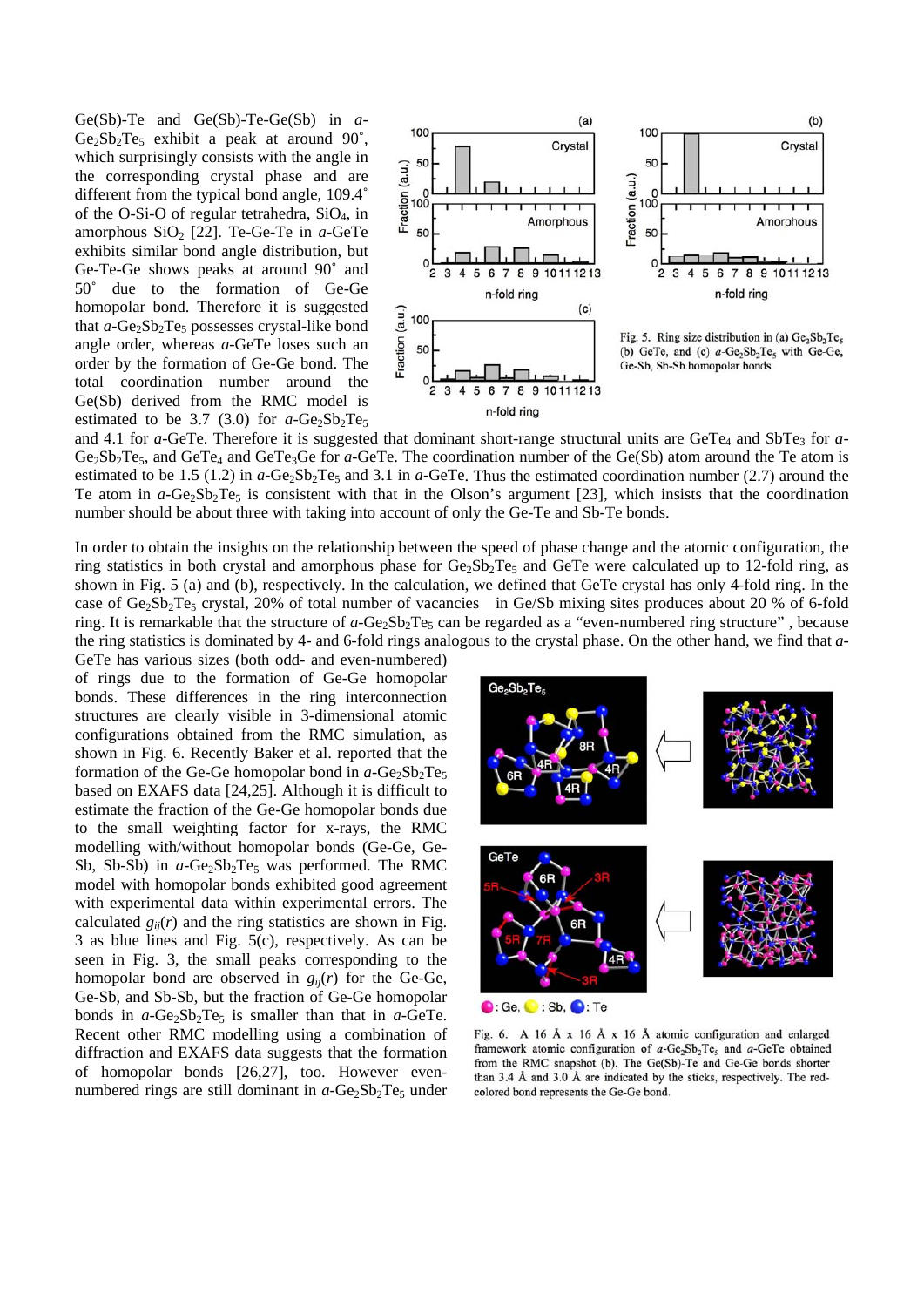Ge(Sb)-Te and Ge(Sb)-Te-Ge(Sb) in *a*-$Ge_2Sb_2Te_5$ exhibit a peak at around 90˚, which surprisingly consists with the angle in the corresponding crystal phase and are different from the typical bond angle, 109.4˚ of the O-Si-O of regular tetrahedra, $SiO_4$, in amorphous $SiO_2$ [22]. Te-Ge-Te in *a*-GeTe exhibits similar bond angle distribution, but Ge-Te-Ge shows peaks at around 90˚ and 50˚ due to the formation of Ge-Ge homopolar bond. Therefore it is suggested that *a*-$Ge_2Sb_2Te_5$ possesses crystal-like bond angle order, whereas *a*-GeTe loses such an order by the formation of Ge-Ge bond. The total coordination number around the Ge(Sb) derived from the RMC model is estimated to be 3.7 (3.0) for *a*-$Ge_2Sb_2Te_5$ and 4.1 for *a*-GeTe. Therefore it is suggested that dominant short-range structural units are $GeTe_4$ and $SbTe_3$ for *a*-$Ge_2Sb_2Te_5$, and $GeTe_4$ and $GeTe_3Ge$ for *a*-GeTe. The coordination number of the Ge(Sb) atom around the Te atom is estimated to be 1.5 (1.2) in *a*-$Ge_2Sb_2Te_5$ and 3.1 in *a*-GeTe. Thus the estimated coordination number (2.7) around the Te atom in *a*-$Ge_2Sb_2Te_5$ is consistent with that in the Olson's argument [23], which insists that the coordination number should be about three with taking into account of only the Ge-Te and Sb-Te bonds.

Fig. 5. Ring size distribution in (a) $Ge_2Sb_2Te_5$ (b) GeTe, and (c) *a*-$Ge_2Sb_2Te_5$ with Ge-Ge, Ge-Sb, Sb-Sb homopolar bonds.

In order to obtain the insights on the relationship between the speed of phase change and the atomic configuration, the ring statistics in both crystal and amorphous phase for $Ge_2Sb_2Te_5$ and GeTe were calculated up to 12-fold ring, as shown in Fig. 5 (a) and (b), respectively. In the calculation, we defined that GeTe crystal has only 4-fold ring. In the case of $Ge_2Sb_2Te_5$ crystal, 20% of total number of vacancies in Ge/Sb mixing sites produces about 20 % of 6-fold ring. It is remarkable that the structure of *a*-$Ge_2Sb_2Te_5$ can be regarded as a "even-numbered ring structure" , because the ring statistics is dominated by 4- and 6-fold rings analogous to the crystal phase. On the other hand, we find that *a*-GeTe has various sizes (both odd- and even-numbered) of rings due to the formation of Ge-Ge homopolar bonds. These differences in the ring interconnection structures are clearly visible in 3-dimensional atomic configurations obtained from the RMC simulation, as shown in Fig. 6. Recently Baker et al. reported that the formation of the Ge-Ge homopolar bond in *a*-$Ge_2Sb_2Te_5$ based on EXAFS data [24,25]. Although it is difficult to estimate the fraction of the Ge-Ge homopolar bonds due to the small weighting factor for x-rays, the RMC modelling with/without homopolar bonds (Ge-Ge, Ge-Sb, Sb-Sb) in *a*-$Ge_2Sb_2Te_5$ was performed. The RMC model with homopolar bonds exhibited good agreement with experimental data within experimental errors. The calculated $g_{ij}(r)$ and the ring statistics are shown in Fig. 3 as blue lines and Fig. 5(c), respectively. As can be seen in Fig. 3, the small peaks corresponding to the homopolar bond are observed in $g_{ij}(r)$ for the Ge-Ge, Ge-Sb, and Sb-Sb, but the fraction of Ge-Ge homopolar bonds in *a*-$Ge_2Sb_2Te_5$ is smaller than that in *a*-GeTe. Recent other RMC modelling using a combination of diffraction and EXAFS data suggests that the formation of homopolar bonds [26,27], too. However even-numbered rings are still dominant in *a*-$Ge_2Sb_2Te_5$ under

Fig. 6. A 16 Å x 16 Å x 16 Å atomic configuration and enlarged framework atomic configuration of *a*-$Ge_2Sb_2Te_5$ and *a*-GeTe obtained from the RMC snapshot (b). The Ge(Sb)-Te and Ge-Ge bonds shorter than 3.4 Å and 3.0 Å are indicated by the sticks, respectively. The red-colored bond represents the Ge-Ge bond.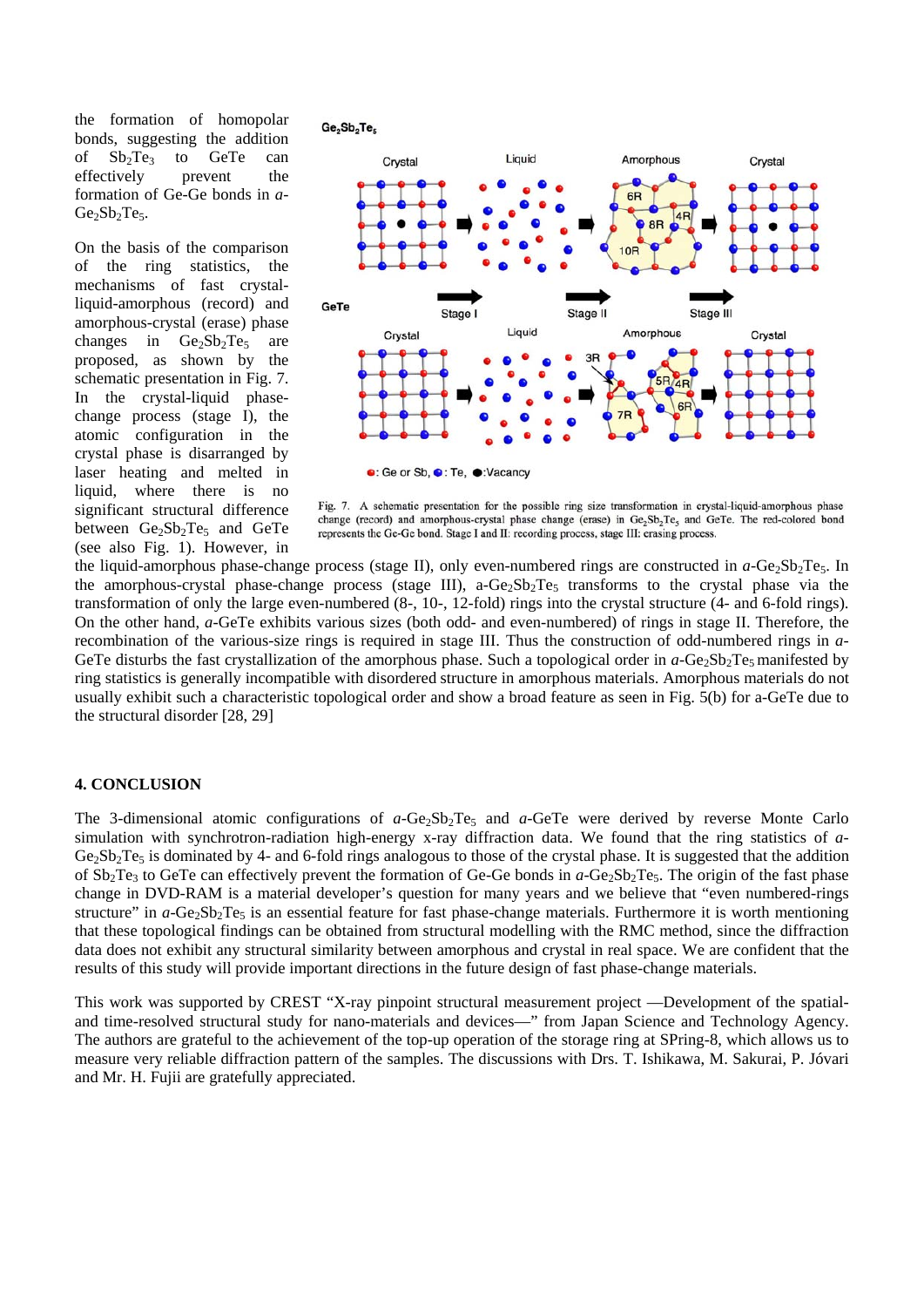the formation of homopolar bonds, suggesting the addition of $Sb_2Te_3$ to GeTe can effectively prevent the formation of Ge-Ge bonds in *a*-$Ge_2Sb_2Te_5$.

On the basis of the comparison of the ring statistics, the mechanisms of fast crystal-liquid-amorphous (record) and amorphous-crystal (erase) phase changes in $Ge_2Sb_2Te_5$ are proposed, as shown by the schematic presentation in Fig. 7. In the crystal-liquid phase-change process (stage I), the atomic configuration in the crystal phase is disarranged by laser heating and melted in liquid, where there is no significant structural difference between $Ge_2Sb_2Te_5$ and GeTe (see also Fig. 1). However, in the liquid-amorphous phase-change process (stage II), only even-numbered rings are constructed in *a*-$Ge_2Sb_2Te_5$. In the amorphous-crystal phase-change process (stage III), a-$Ge_2Sb_2Te_5$ transforms to the crystal phase via the transformation of only the large even-numbered (8-, 10-, 12-fold) rings into the crystal structure (4- and 6-fold rings). On the other hand, *a*-GeTe exhibits various sizes (both odd- and even-numbered) of rings in stage II. Therefore, the recombination of the various-size rings is required in stage III. Thus the construction of odd-numbered rings in *a*-GeTe disturbs the fast crystallization of the amorphous phase. Such a topological order in *a*-$Ge_2Sb_2Te_5$ manifested by ring statistics is generally incompatible with disordered structure in amorphous materials. Amorphous materials do not usually exhibit such a characteristic topological order and show a broad feature as seen in Fig. 5(b) for a-GeTe due to the structural disorder [28, 29]

Fig. 7. A schematic presentation for the possible ring size transformation in crystal-liquid-amorphous phase change (record) and amorphous-crystal phase change (erase) in $Ge_2Sb_2Te_5$ and GeTe. The red-colored bond represents the Ge-Ge bond. Stage I and II: recording process, stage III: erasing process.

## 4. CONCLUSION

The 3-dimensional atomic configurations of *a*-$Ge_2Sb_2Te_5$ and *a*-GeTe were derived by reverse Monte Carlo simulation with synchrotron-radiation high-energy x-ray diffraction data. We found that the ring statistics of *a*-$Ge_2Sb_2Te_5$ is dominated by 4- and 6-fold rings analogous to those of the crystal phase. It is suggested that the addition of $Sb_2Te_3$ to GeTe can effectively prevent the formation of Ge-Ge bonds in *a*-$Ge_2Sb_2Te_5$. The origin of the fast phase change in DVD-RAM is a material developer's question for many years and we believe that "even numbered-rings structure" in *a*-$Ge_2Sb_2Te_5$ is an essential feature for fast phase-change materials. Furthermore it is worth mentioning that these topological findings can be obtained from structural modelling with the RMC method, since the diffraction data does not exhibit any structural similarity between amorphous and crystal in real space. We are confident that the results of this study will provide important directions in the future design of fast phase-change materials.

This work was supported by CREST "X-ray pinpoint structural measurement project —Development of the spatial- and time-resolved structural study for nano-materials and devices—" from Japan Science and Technology Agency. The authors are grateful to the achievement of the top-up operation of the storage ring at SPring-8, which allows us to measure very reliable diffraction pattern of the samples. The discussions with Drs. T. Ishikawa, M. Sakurai, P. Jóvari and Mr. H. Fujii are gratefully appreciated.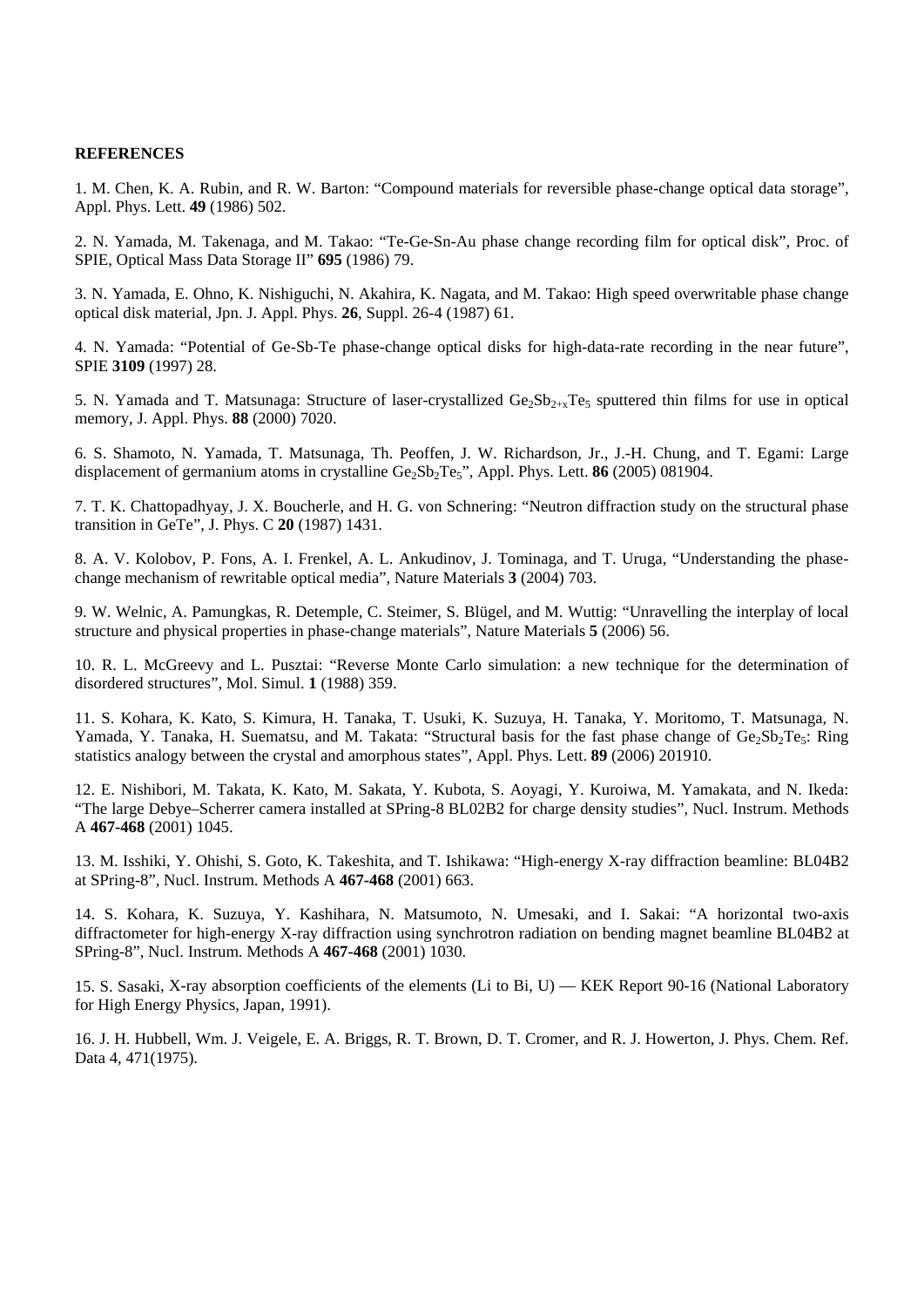**REFERENCES**

1. M. Chen, K. A. Rubin, and R. W. Barton: "Compound materials for reversible phase-change optical data storage", Appl. Phys. Lett. **49** (1986) 502.

2. N. Yamada, M. Takenaga, and M. Takao: "Te-Ge-Sn-Au phase change recording film for optical disk", Proc. of SPIE, Optical Mass Data Storage II" **695** (1986) 79.

3. N. Yamada, E. Ohno, K. Nishiguchi, N. Akahira, K. Nagata, and M. Takao: High speed overwritable phase change optical disk material, Jpn. J. Appl. Phys. **26**, Suppl. 26-4 (1987) 61.

4. N. Yamada: "Potential of Ge-Sb-Te phase-change optical disks for high-data-rate recording in the near future", SPIE **3109** (1997) 28.

5. N. Yamada and T. Matsunaga: Structure of laser-crystallized $Ge_2Sb_{2+x}Te_5$ sputtered thin films for use in optical memory, J. Appl. Phys. **88** (2000) 7020.

6. S. Shamoto, N. Yamada, T. Matsunaga, Th. Peoffen, J. W. Richardson, Jr., J.-H. Chung, and T. Egami: Large displacement of germanium atoms in crystalline $Ge_2Sb_2Te_5$", Appl. Phys. Lett. **86** (2005) 081904.

7. T. K. Chattopadhyay, J. X. Boucherle, and H. G. von Schnering: "Neutron diffraction study on the structural phase transition in GeTe", J. Phys. C **20** (1987) 1431.

8. A. V. Kolobov, P. Fons, A. I. Frenkel, A. L. Ankudinov, J. Tominaga, and T. Uruga, "Understanding the phase-change mechanism of rewritable optical media", Nature Materials **3** (2004) 703.

9. W. Welnic, A. Pamungkas, R. Detemple, C. Steimer, S. Blügel, and M. Wuttig: "Unravelling the interplay of local structure and physical properties in phase-change materials", Nature Materials **5** (2006) 56.

10. R. L. McGreevy and L. Pusztai: "Reverse Monte Carlo simulation: a new technique for the determination of disordered structures", Mol. Simul. **1** (1988) 359.

11. S. Kohara, K. Kato, S. Kimura, H. Tanaka, T. Usuki, K. Suzuya, H. Tanaka, Y. Moritomo, T. Matsunaga, N. Yamada, Y. Tanaka, H. Suematsu, and M. Takata: "Structural basis for the fast phase change of $Ge_2Sb_2Te_5$: Ring statistics analogy between the crystal and amorphous states", Appl. Phys. Lett. **89** (2006) 201910.

12. E. Nishibori, M. Takata, K. Kato, M. Sakata, Y. Kubota, S. Aoyagi, Y. Kuroiwa, M. Yamakata, and N. Ikeda: "The large Debye–Scherrer camera installed at SPring-8 BL02B2 for charge density studies", Nucl. Instrum. Methods A **467-468** (2001) 1045.

13. M. Isshiki, Y. Ohishi, S. Goto, K. Takeshita, and T. Ishikawa: "High-energy X-ray diffraction beamline: BL04B2 at SPring-8", Nucl. Instrum. Methods A **467-468** (2001) 663.

14. S. Kohara, K. Suzuya, Y. Kashihara, N. Matsumoto, N. Umesaki, and I. Sakai: "A horizontal two-axis diffractometer for high-energy X-ray diffraction using synchrotron radiation on bending magnet beamline BL04B2 at SPring-8", Nucl. Instrum. Methods A **467-468** (2001) 1030.

15. S. Sasaki, X-ray absorption coefficients of the elements (Li to Bi, U) — KEK Report 90-16 (National Laboratory for High Energy Physics, Japan, 1991).

16. J. H. Hubbell, Wm. J. Veigele, E. A. Briggs, R. T. Brown, D. T. Cromer, and R. J. Howerton, J. Phys. Chem. Ref. Data 4, 471(1975).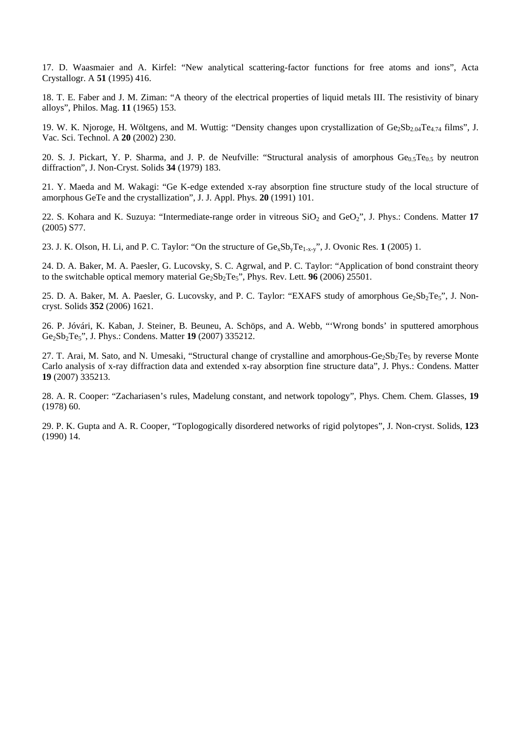17. D. Waasmaier and A. Kirfel: “New analytical scattering-factor functions for free atoms and ions”, Acta Crystallogr. A **51** (1995) 416.

18. T. E. Faber and J. M. Ziman: “A theory of the electrical properties of liquid metals III. The resistivity of binary alloys”, Philos. Mag. **11** (1965) 153.

19. W. K. Njoroge, H. Wöltgens, and M. Wuttig: “Density changes upon crystallization of $Ge_2Sb_{2.04}Te_{4.74}$ films”, J. Vac. Sci. Technol. A **20** (2002) 230.

20. S. J. Pickart, Y. P. Sharma, and J. P. de Neufville: “Structural analysis of amorphous $Ge_{0.5}Te_{0.5}$ by neutron diffraction”, J. Non-Cryst. Solids **34** (1979) 183.

21. Y. Maeda and M. Wakagi: “Ge K-edge extended x-ray absorption fine structure study of the local structure of amorphous GeTe and the crystallization”, J. J. Appl. Phys. **20** (1991) 101.

22. S. Kohara and K. Suzuya: “Intermediate-range order in vitreous $SiO_2$ and $GeO_2$”, J. Phys.: Condens. Matter **17** (2005) S77.

23. J. K. Olson, H. Li, and P. C. Taylor: “On the structure of $Ge_xSb_yTe_{1-x-y}$”, J. Ovonic Res. **1** (2005) 1.

24. D. A. Baker, M. A. Paesler, G. Lucovsky, S. C. Agrwal, and P. C. Taylor: “Application of bond constraint theory to the switchable optical memory material $Ge_2Sb_2Te_5$”, Phys. Rev. Lett. **96** (2006) 25501.

25. D. A. Baker, M. A. Paesler, G. Lucovsky, and P. C. Taylor: “EXAFS study of amorphous $Ge_2Sb_2Te_5$”, J. Non-cryst. Solids **352** (2006) 1621.

26. P. Jóvári, K. Kaban, J. Steiner, B. Beuneu, A. Schöps, and A. Webb, “‘Wrong bonds’ in sputtered amorphous $Ge_2Sb_2Te_5$”, J. Phys.: Condens. Matter **19** (2007) 335212.

27. T. Arai, M. Sato, and N. Umesaki, “Structural change of crystalline and amorphous-$Ge_2Sb_2Te_5$ by reverse Monte Carlo analysis of x-ray diffraction data and extended x-ray absorption fine structure data”, J. Phys.: Condens. Matter **19** (2007) 335213.

28. A. R. Cooper: “Zachariasen’s rules, Madelung constant, and network topology”, Phys. Chem. Chem. Glasses, **19** (1978) 60.

29. P. K. Gupta and A. R. Cooper, “Toplogogically disordered networks of rigid polytopes”, J. Non-cryst. Solids, **123** (1990) 14.